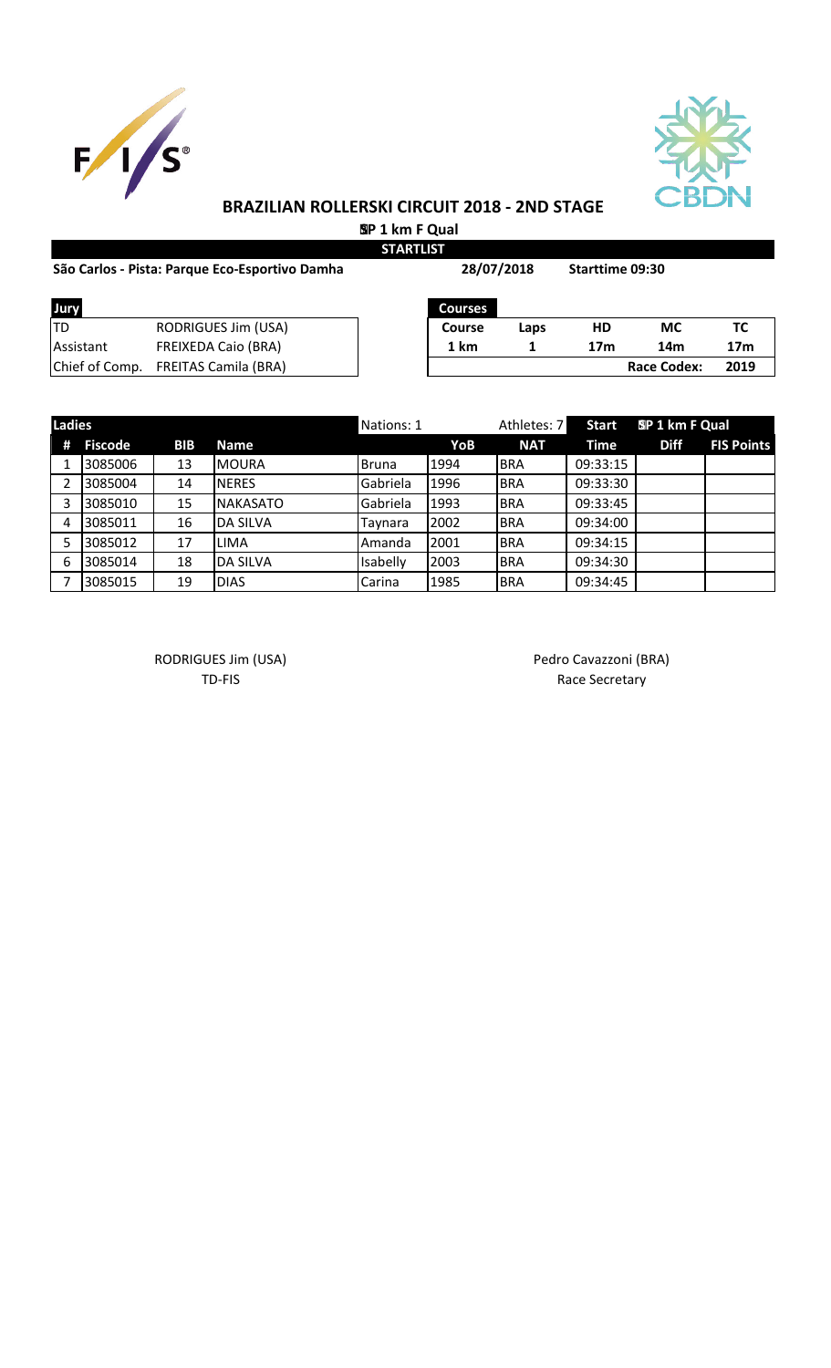# BRAZILIAN ROLLERSKI CIRCUIT 2018 - 2ND STAGE

**SP 1 km F Qual**

**STARTLIST**

**São Carlos - Pista: Parque Eco-Esportivo Damha** **28/07/2018** **Starttime 09:30**

| Jury | |
|---|---|
| TD | RODRIGUES Jim (USA) |
| Assistant | FREIXEDA Caio (BRA) |
| Chief of Comp. | FREITAS Camila (BRA) |

| Courses | | | | |
|---|---|---|---|---|
| Course | Laps | HD | MC | TC |
| 1 km | 1 | 17m | 14m | 17m |
| | | | Race Codex: | 2019 |

| Ladies | | | Nations: 1 | | Athletes: 7 | | Start | SP 1 km F Qual | |
|---|---|---|---|---|---|---|---|---|---|
| # | Fiscode | BIB | Name | | YoB | NAT | Time | Diff | FIS Points |
| 1 | 3085006 | 13 | MOURA | Bruna | 1994 | BRA | 09:33:15 | | |
| 2 | 3085004 | 14 | NERES | Gabriela | 1996 | BRA | 09:33:30 | | |
| 3 | 3085010 | 15 | NAKASATO | Gabriela | 1993 | BRA | 09:33:45 | | |
| 4 | 3085011 | 16 | DA SILVA | Taynara | 2002 | BRA | 09:34:00 | | |
| 5 | 3085012 | 17 | LIMA | Amanda | 2001 | BRA | 09:34:15 | | |
| 6 | 3085014 | 18 | DA SILVA | Isabelly | 2003 | BRA | 09:34:30 | | |
| 7 | 3085015 | 19 | DIAS | Carina | 1985 | BRA | 09:34:45 | | |

RODRIGUES Jim (USA)
TD-FIS

Pedro Cavazzoni (BRA)
Race Secretary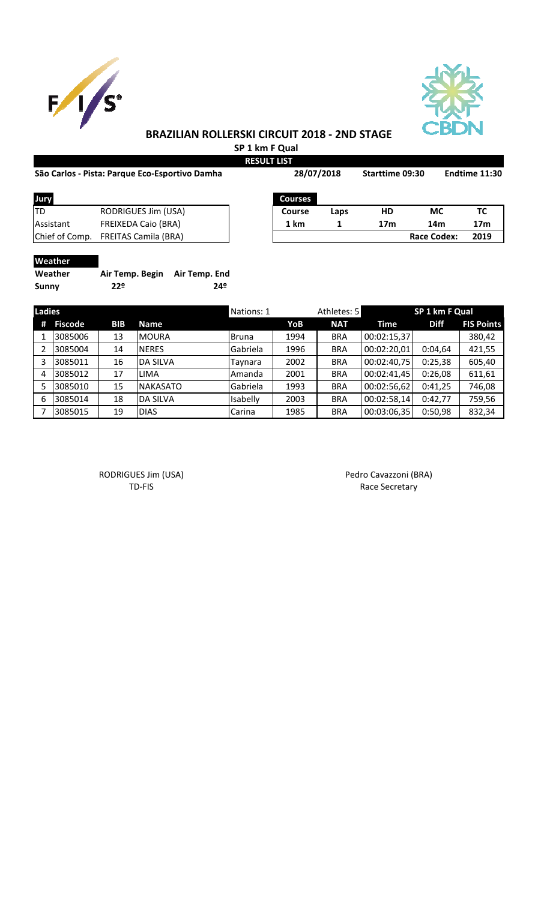# BRAZILIAN ROLLERSKI CIRCUIT 2018 - 2ND STAGE

**SP 1 km F Qual**

**RESULT LIST**

**São Carlos - Pista: Parque Eco-Esportivo Damha** | **28/07/2018** | **Starttime 09:30** | **Endtime 11:30**

| Jury | |
|---|---|
| TD | RODRIGUES Jim (USA) |
| Assistant | FREIXEDA Caio (BRA) |
| Chief of Comp. | FREITAS Camila (BRA) |

| Courses | | | | |
|---|---|---|---|---|
| Course | Laps | HD | MC | TC |
| 1 km | 1 | 17m | 14m | 17m |
| | | | Race Codex: | 2019 |

**Weather**

| Weather | Air Temp. Begin | Air Temp. End |
|---|---|---|
| Sunny | 22º | 24º |

| Ladies | | | | Nations: 1 | | Athletes: 5 | SP 1 km F Qual | | |
|---|---|---|---|---|---|---|---|---|---|
| # | Fiscode | BIB | Name | | YoB | NAT | Time | Diff | FIS Points |
| 1 | 3085006 | 13 | MOURA | Bruna | 1994 | BRA | 00:02:15,37 | | 380,42 |
| 2 | 3085004 | 14 | NERES | Gabriela | 1996 | BRA | 00:02:20,01 | 0:04,64 | 421,55 |
| 3 | 3085011 | 16 | DA SILVA | Taynara | 2002 | BRA | 00:02:40,75 | 0:25,38 | 605,40 |
| 4 | 3085012 | 17 | LIMA | Amanda | 2001 | BRA | 00:02:41,45 | 0:26,08 | 611,61 |
| 5 | 3085010 | 15 | NAKASATO | Gabriela | 1993 | BRA | 00:02:56,62 | 0:41,25 | 746,08 |
| 6 | 3085014 | 18 | DA SILVA | Isabelly | 2003 | BRA | 00:02:58,14 | 0:42,77 | 759,56 |
| 7 | 3085015 | 19 | DIAS | Carina | 1985 | BRA | 00:03:06,35 | 0:50,98 | 832,34 |

RODRIGUES Jim (USA)
TD-FIS

Pedro Cavazzoni (BRA)
Race Secretary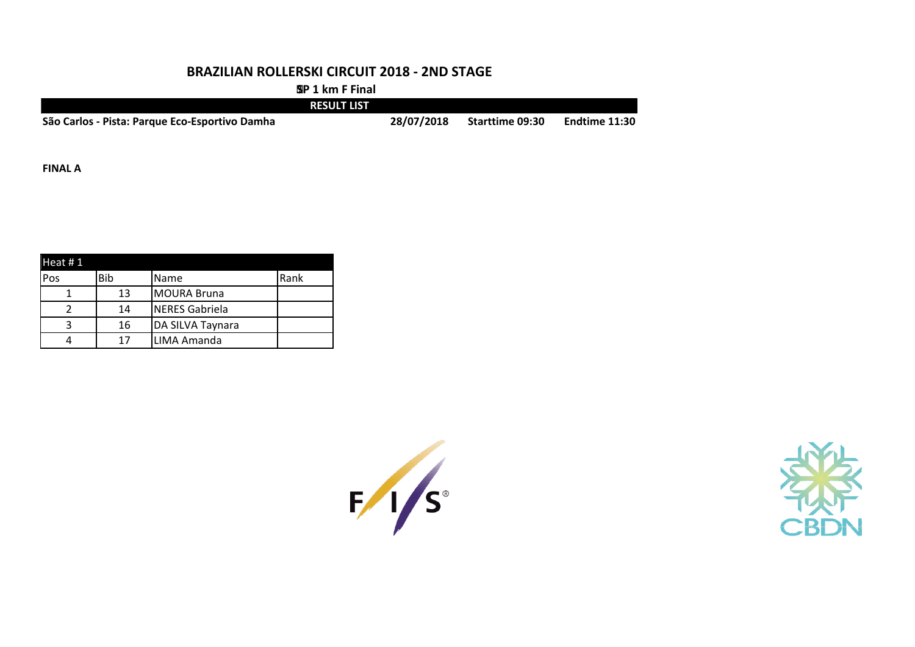# BRAZILIAN ROLLERSKI CIRCUIT 2018 - 2ND STAGE

**SP 1 km F Final**

**RESULT LIST**

**São Carlos - Pista: Parque Eco-Esportivo Damha** **28/07/2018** **Starttime 09:30** **Endtime 11:30**

**FINAL A**

| Heat # 1 | | | |
|---|---|---|---|
| Pos | Bib | Name | Rank |
| 1 | 13 | MOURA Bruna | |
| 2 | 14 | NERES Gabriela | |
| 3 | 16 | DA SILVA Taynara | |
| 4 | 17 | LIMA Amanda | |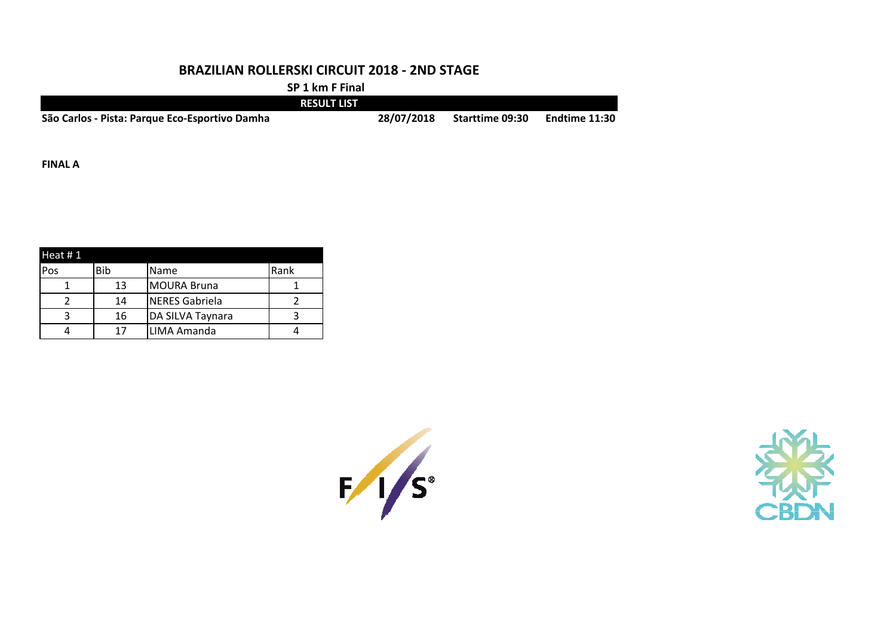# BRAZILIAN ROLLERSKI CIRCUIT 2018 - 2ND STAGE

**SP 1 km F Final**

**RESULT LIST**

**São Carlos - Pista: Parque Eco-Esportivo Damha** **28/07/2018** **Starttime 09:30** **Endtime 11:30**

**FINAL A**

| Heat # 1 | | | |
|---|---|---|---|
| Pos | Bib | Name | Rank |
| 1 | 13 | MOURA Bruna | 1 |
| 2 | 14 | NERES Gabriela | 2 |
| 3 | 16 | DA SILVA Taynara | 3 |
| 4 | 17 | LIMA Amanda | 4 |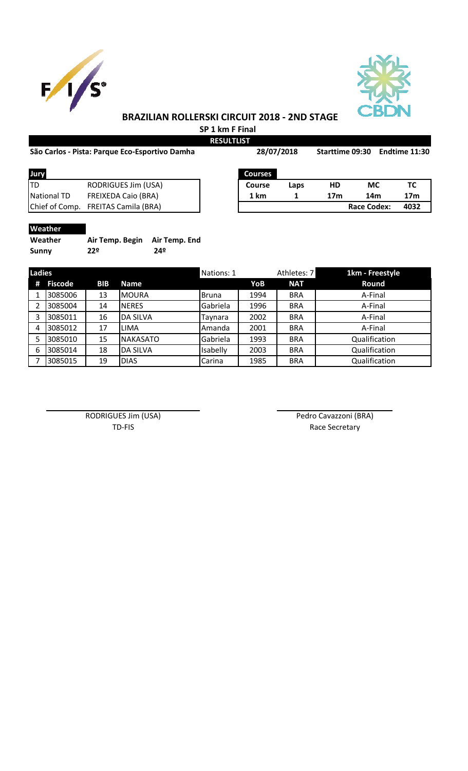# BRAZILIAN ROLLERSKI CIRCUIT 2018 - 2ND STAGE

**SP 1 km F Final**

**RESULTLIST**

**São Carlos - Pista: Parque Eco-Esportivo Damha** **28/07/2018** **Starttime 09:30** **Endtime 11:30**

| Jury | |
|---|---|
| TD | RODRIGUES Jim (USA) |
| National TD | FREIXEDA Caio (BRA) |
| Chief of Comp. | FREITAS Camila (BRA) |

| Courses | | | | |
|---|---|---|---|---|
| **Course** | **Laps** | **HD** | **MC** | **TC** |
| **1 km** | **1** | **17m** | **14m** | **17m** |
| | | | **Race Codex:** | **4032** |

**Weather**

| Weather | Air Temp. Begin | Air Temp. End |
|---|---|---|
| Sunny | 22º | 24º |

| Ladies | | | | Nations: 1 | | Athletes: 7 | 1km - Freestyle |
|---|---|---|---|---|---|---|---|
| **#** | **Fiscode** | **BIB** | **Name** | | **YoB** | **NAT** | **Round** |
| 1 | 3085006 | 13 | MOURA | Bruna | 1994 | BRA | A-Final |
| 2 | 3085004 | 14 | NERES | Gabriela | 1996 | BRA | A-Final |
| 3 | 3085011 | 16 | DA SILVA | Taynara | 2002 | BRA | A-Final |
| 4 | 3085012 | 17 | LIMA | Amanda | 2001 | BRA | A-Final |
| 5 | 3085010 | 15 | NAKASATO | Gabriela | 1993 | BRA | Qualification |
| 6 | 3085014 | 18 | DA SILVA | Isabelly | 2003 | BRA | Qualification |
| 7 | 3085015 | 19 | DIAS | Carina | 1985 | BRA | Qualification |

RODRIGUES Jim (USA)
TD-FIS

Pedro Cavazzoni (BRA)
Race Secretary